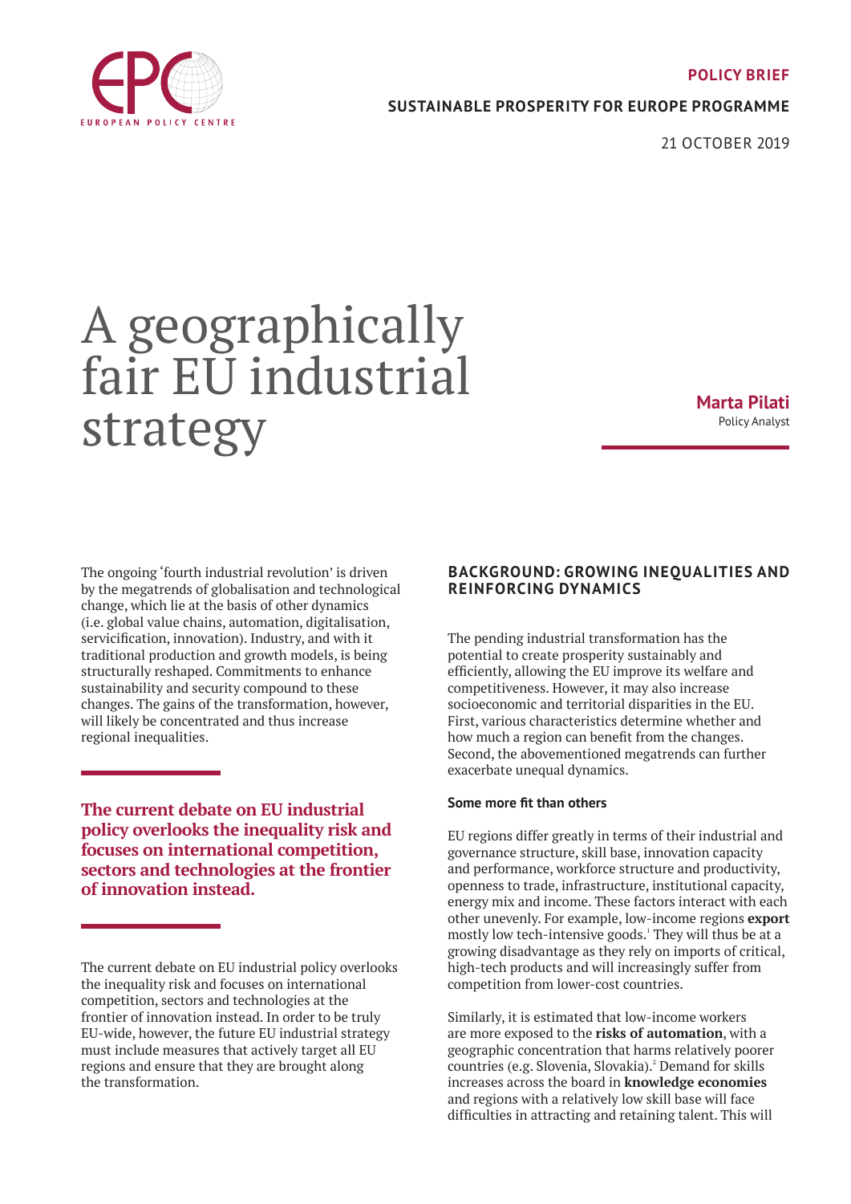POLICY BRIEF

SUSTAINABLE PROSPERITY FOR EUROPE PROGRAMME

21 OCTOBER 2019

# A geographically fair EU industrial strategy

**Marta Pilati**
Policy Analyst

The ongoing 'fourth industrial revolution' is driven by the megatrends of globalisation and technological change, which lie at the basis of other dynamics (i.e. global value chains, automation, digitalisation, servicification, innovation). Industry, and with it traditional production and growth models, is being structurally reshaped. Commitments to enhance sustainability and security compound to these changes. The gains of the transformation, however, will likely be concentrated and thus increase regional inequalities.

**The current debate on EU industrial policy overlooks the inequality risk and focuses on international competition, sectors and technologies at the frontier of innovation instead.**

The current debate on EU industrial policy overlooks the inequality risk and focuses on international competition, sectors and technologies at the frontier of innovation instead. In order to be truly EU-wide, however, the future EU industrial strategy must include measures that actively target all EU regions and ensure that they are brought along the transformation.

## BACKGROUND: GROWING INEQUALITIES AND REINFORCING DYNAMICS

The pending industrial transformation has the potential to create prosperity sustainably and efficiently, allowing the EU improve its welfare and competitiveness. However, it may also increase socioeconomic and territorial disparities in the EU. First, various characteristics determine whether and how much a region can benefit from the changes. Second, the abovementioned megatrends can further exacerbate unequal dynamics.

### Some more fit than others

EU regions differ greatly in terms of their industrial and governance structure, skill base, innovation capacity and performance, workforce structure and productivity, openness to trade, infrastructure, institutional capacity, energy mix and income. These factors interact with each other unevenly. For example, low-income regions **export** mostly low tech-intensive goods.[1] They will thus be at a growing disadvantage as they rely on imports of critical, high-tech products and will increasingly suffer from competition from lower-cost countries.

Similarly, it is estimated that low-income workers are more exposed to the **risks of automation**, with a geographic concentration that harms relatively poorer countries (e.g. Slovenia, Slovakia).[2] Demand for skills increases across the board in **knowledge economies** and regions with a relatively low skill base will face difficulties in attracting and retaining talent. This will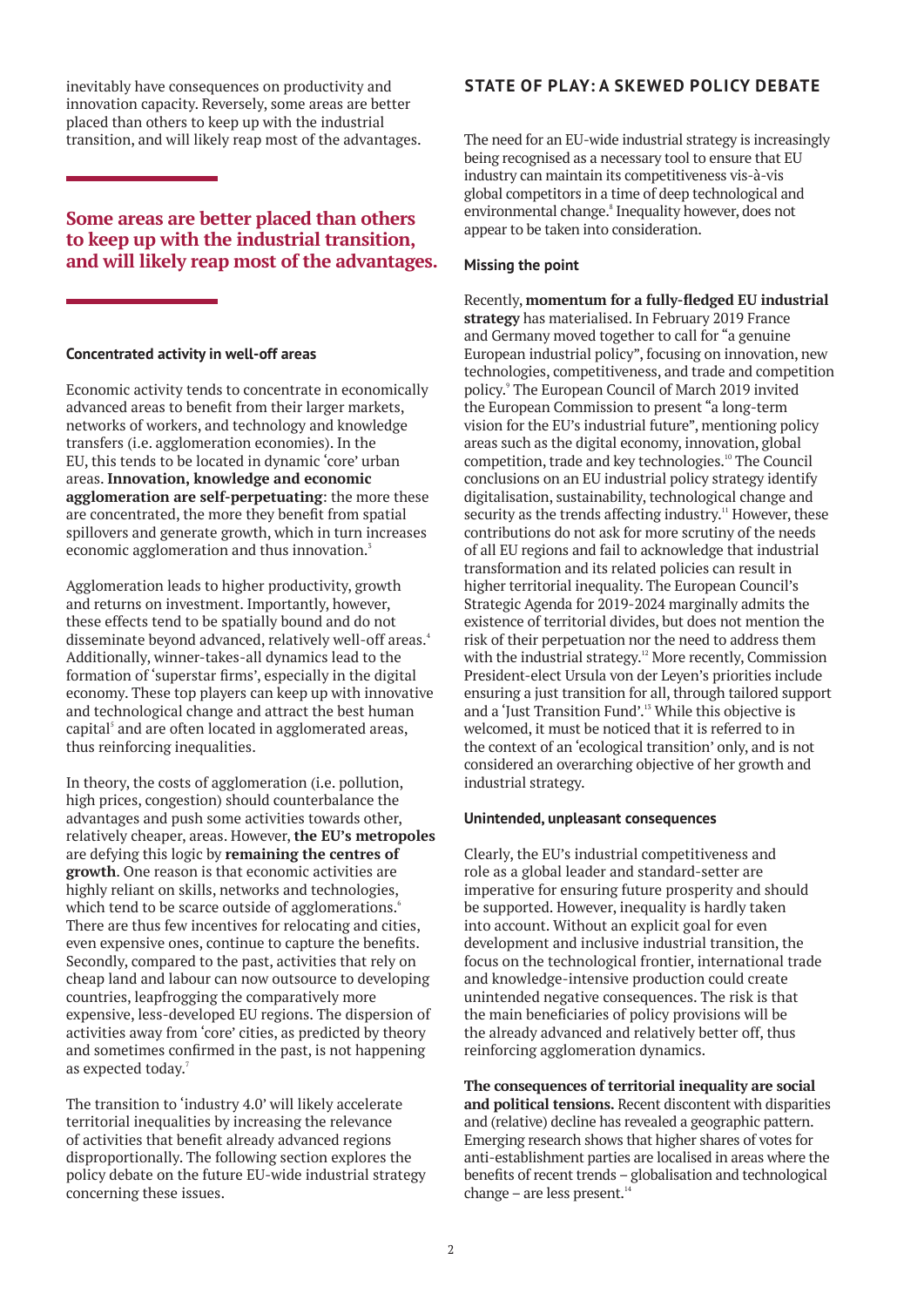inevitably have consequences on productivity and innovation capacity. Reversely, some areas are better placed than others to keep up with the industrial transition, and will likely reap most of the advantages.

**Some areas are better placed than others to keep up with the industrial transition, and will likely reap most of the advantages.**

#### Concentrated activity in well-off areas

Economic activity tends to concentrate in economically advanced areas to benefit from their larger markets, networks of workers, and technology and knowledge transfers (i.e. agglomeration economies). In the EU, this tends to be located in dynamic 'core' urban areas. **Innovation, knowledge and economic agglomeration are self-perpetuating**: the more these are concentrated, the more they benefit from spatial spillovers and generate growth, which in turn increases economic agglomeration and thus innovation.[3]

Agglomeration leads to higher productivity, growth and returns on investment. Importantly, however, these effects tend to be spatially bound and do not disseminate beyond advanced, relatively well-off areas.[4] Additionally, winner-takes-all dynamics lead to the formation of 'superstar firms', especially in the digital economy. These top players can keep up with innovative and technological change and attract the best human capital[5] and are often located in agglomerated areas, thus reinforcing inequalities.

In theory, the costs of agglomeration (i.e. pollution, high prices, congestion) should counterbalance the advantages and push some activities towards other, relatively cheaper, areas. However, **the EU's metropoles** are defying this logic by **remaining the centres of growth**. One reason is that economic activities are highly reliant on skills, networks and technologies, which tend to be scarce outside of agglomerations.[6] There are thus few incentives for relocating and cities, even expensive ones, continue to capture the benefits. Secondly, compared to the past, activities that rely on cheap land and labour can now outsource to developing countries, leapfrogging the comparatively more expensive, less-developed EU regions. The dispersion of activities away from 'core' cities, as predicted by theory and sometimes confirmed in the past, is not happening as expected today.[7]

The transition to 'industry 4.0' will likely accelerate territorial inequalities by increasing the relevance of activities that benefit already advanced regions disproportionally. The following section explores the policy debate on the future EU-wide industrial strategy concerning these issues.

## STATE OF PLAY: A SKEWED POLICY DEBATE

The need for an EU-wide industrial strategy is increasingly being recognised as a necessary tool to ensure that EU industry can maintain its competitiveness vis-à-vis global competitors in a time of deep technological and environmental change.[8] Inequality however, does not appear to be taken into consideration.

#### Missing the point

Recently, **momentum for a fully-fledged EU industrial strategy** has materialised. In February 2019 France and Germany moved together to call for "a genuine European industrial policy", focusing on innovation, new technologies, competitiveness, and trade and competition policy.[9] The European Council of March 2019 invited the European Commission to present "a long-term vision for the EU's industrial future", mentioning policy areas such as the digital economy, innovation, global competition, trade and key technologies.[10] The Council conclusions on an EU industrial policy strategy identify digitalisation, sustainability, technological change and security as the trends affecting industry.[11] However, these contributions do not ask for more scrutiny of the needs of all EU regions and fail to acknowledge that industrial transformation and its related policies can result in higher territorial inequality. The European Council's Strategic Agenda for 2019-2024 marginally admits the existence of territorial divides, but does not mention the risk of their perpetuation nor the need to address them with the industrial strategy.[12] More recently, Commission President-elect Ursula von der Leyen's priorities include ensuring a just transition for all, through tailored support and a 'Just Transition Fund'.[13] While this objective is welcomed, it must be noticed that it is referred to in the context of an 'ecological transition' only, and is not considered an overarching objective of her growth and industrial strategy.

#### Unintended, unpleasant consequences

Clearly, the EU's industrial competitiveness and role as a global leader and standard-setter are imperative for ensuring future prosperity and should be supported. However, inequality is hardly taken into account. Without an explicit goal for even development and inclusive industrial transition, the focus on the technological frontier, international trade and knowledge-intensive production could create unintended negative consequences. The risk is that the main beneficiaries of policy provisions will be the already advanced and relatively better off, thus reinforcing agglomeration dynamics.

**The consequences of territorial inequality are social and political tensions.** Recent discontent with disparities and (relative) decline has revealed a geographic pattern. Emerging research shows that higher shares of votes for anti-establishment parties are localised in areas where the benefits of recent trends – globalisation and technological change – are less present.[14]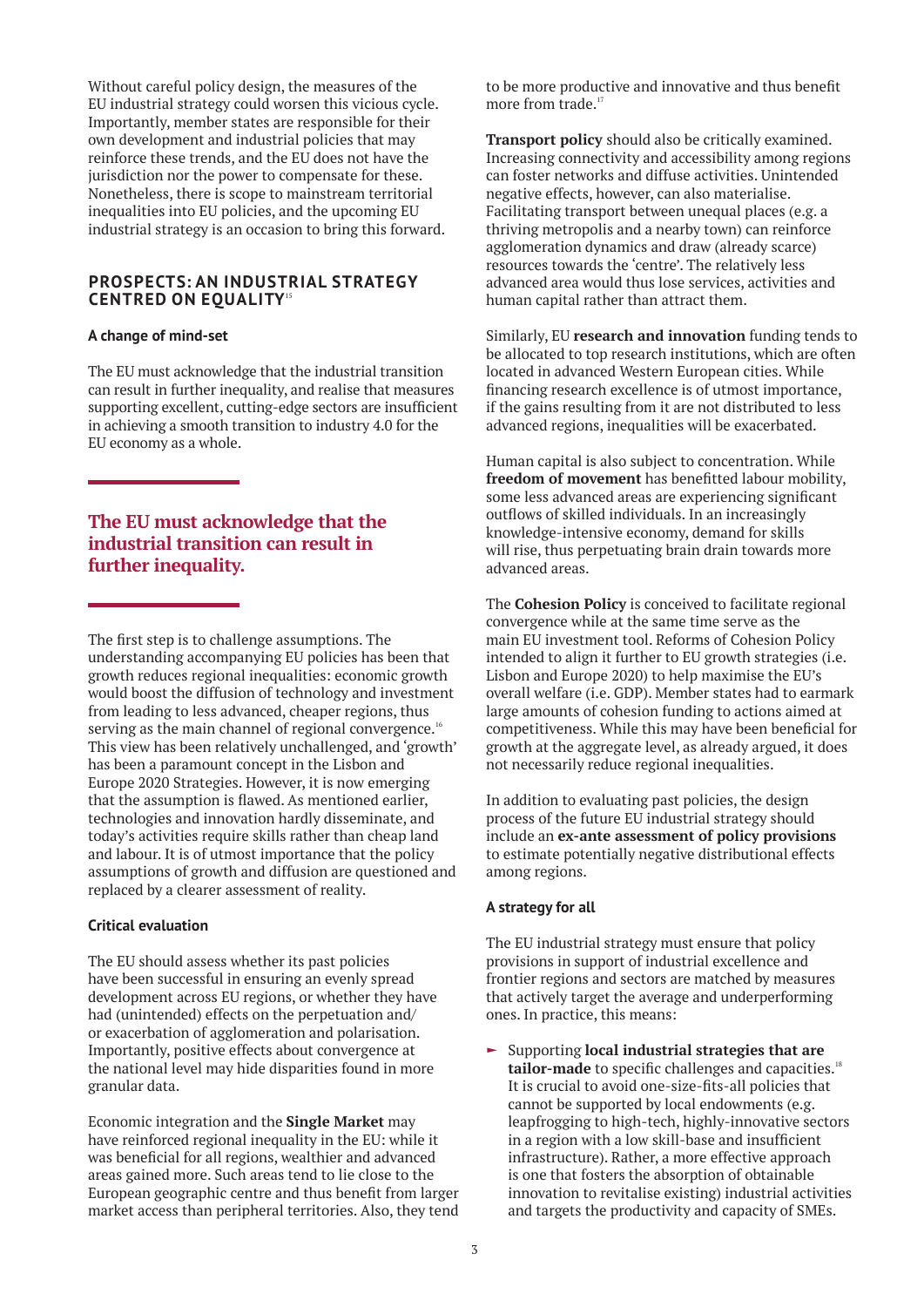Without careful policy design, the measures of the EU industrial strategy could worsen this vicious cycle. Importantly, member states are responsible for their own development and industrial policies that may reinforce these trends, and the EU does not have the jurisdiction nor the power to compensate for these. Nonetheless, there is scope to mainstream territorial inequalities into EU policies, and the upcoming EU industrial strategy is an occasion to bring this forward.

## PROSPECTS: AN INDUSTRIAL STRATEGY CENTRED ON EQUALITY[15]

### A change of mind-set

The EU must acknowledge that the industrial transition can result in further inequality, and realise that measures supporting excellent, cutting-edge sectors are insufficient in achieving a smooth transition to industry 4.0 for the EU economy as a whole.

**The EU must acknowledge that the industrial transition can result in further inequality.**

The first step is to challenge assumptions. The understanding accompanying EU policies has been that growth reduces regional inequalities: economic growth would boost the diffusion of technology and investment from leading to less advanced, cheaper regions, thus serving as the main channel of regional convergence.[16] This view has been relatively unchallenged, and 'growth' has been a paramount concept in the Lisbon and Europe 2020 Strategies. However, it is now emerging that the assumption is flawed. As mentioned earlier, technologies and innovation hardly disseminate, and today's activities require skills rather than cheap land and labour. It is of utmost importance that the policy assumptions of growth and diffusion are questioned and replaced by a clearer assessment of reality.

### Critical evaluation

The EU should assess whether its past policies have been successful in ensuring an evenly spread development across EU regions, or whether they have had (unintended) effects on the perpetuation and/or exacerbation of agglomeration and polarisation. Importantly, positive effects about convergence at the national level may hide disparities found in more granular data.

Economic integration and the **Single Market** may have reinforced regional inequality in the EU: while it was beneficial for all regions, wealthier and advanced areas gained more. Such areas tend to lie close to the European geographic centre and thus benefit from larger market access than peripheral territories. Also, they tend to be more productive and innovative and thus benefit more from trade.[17]

**Transport policy** should also be critically examined. Increasing connectivity and accessibility among regions can foster networks and diffuse activities. Unintended negative effects, however, can also materialise. Facilitating transport between unequal places (e.g. a thriving metropolis and a nearby town) can reinforce agglomeration dynamics and draw (already scarce) resources towards the 'centre'. The relatively less advanced area would thus lose services, activities and human capital rather than attract them.

Similarly, EU **research and innovation** funding tends to be allocated to top research institutions, which are often located in advanced Western European cities. While financing research excellence is of utmost importance, if the gains resulting from it are not distributed to less advanced regions, inequalities will be exacerbated.

Human capital is also subject to concentration. While **freedom of movement** has benefitted labour mobility, some less advanced areas are experiencing significant outflows of skilled individuals. In an increasingly knowledge-intensive economy, demand for skills will rise, thus perpetuating brain drain towards more advanced areas.

The **Cohesion Policy** is conceived to facilitate regional convergence while at the same time serve as the main EU investment tool. Reforms of Cohesion Policy intended to align it further to EU growth strategies (i.e. Lisbon and Europe 2020) to help maximise the EU's overall welfare (i.e. GDP). Member states had to earmark large amounts of cohesion funding to actions aimed at competitiveness. While this may have been beneficial for growth at the aggregate level, as already argued, it does not necessarily reduce regional inequalities.

In addition to evaluating past policies, the design process of the future EU industrial strategy should include an **ex-ante assessment of policy provisions** to estimate potentially negative distributional effects among regions.

### A strategy for all

The EU industrial strategy must ensure that policy provisions in support of industrial excellence and frontier regions and sectors are matched by measures that actively target the average and underperforming ones. In practice, this means:

- Supporting **local industrial strategies that are tailor-made** to specific challenges and capacities.[18] It is crucial to avoid one-size-fits-all policies that cannot be supported by local endowments (e.g. leapfrogging to high-tech, highly-innovative sectors in a region with a low skill-base and insufficient infrastructure). Rather, a more effective approach is one that fosters the absorption of obtainable innovation to revitalise existing) industrial activities and targets the productivity and capacity of SMEs.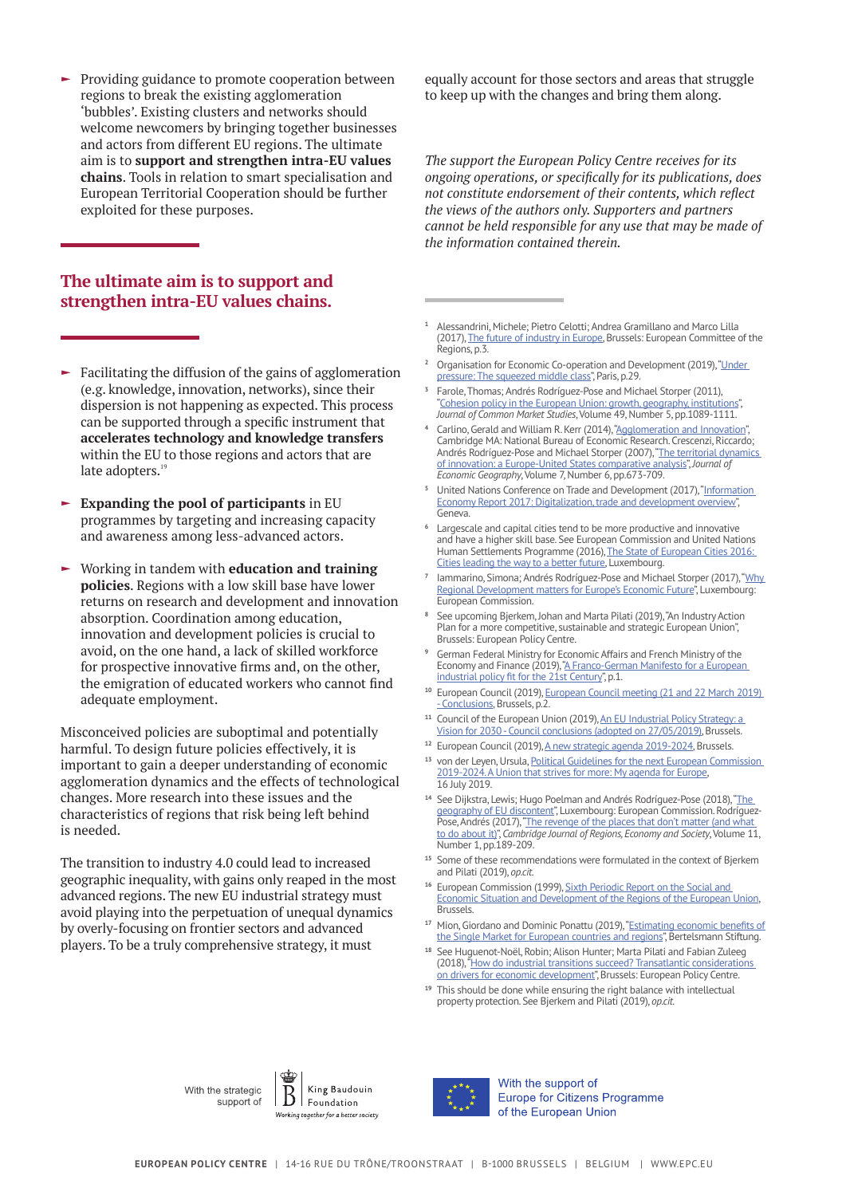- Providing guidance to promote cooperation between regions to break the existing agglomeration 'bubbles'. Existing clusters and networks should welcome newcomers by bringing together businesses and actors from different EU regions. The ultimate aim is to **support and strengthen intra-EU values chains**. Tools in relation to smart specialisation and European Territorial Cooperation should be further exploited for these purposes.

**The ultimate aim is to support and strengthen intra-EU values chains.**

- Facilitating the diffusion of the gains of agglomeration (e.g. knowledge, innovation, networks), since their dispersion is not happening as expected. This process can be supported through a specific instrument that **accelerates technology and knowledge transfers** within the EU to those regions and actors that are late adopters.[19]

- **Expanding the pool of participants** in EU programmes by targeting and increasing capacity and awareness among less-advanced actors.

- Working in tandem with **education and training policies**. Regions with a low skill base have lower returns on research and development and innovation absorption. Coordination among education, innovation and development policies is crucial to avoid, on the one hand, a lack of skilled workforce for prospective innovative firms and, on the other, the emigration of educated workers who cannot find adequate employment.

Misconceived policies are suboptimal and potentially harmful. To design future policies effectively, it is important to gain a deeper understanding of economic agglomeration dynamics and the effects of technological changes. More research into these issues and the characteristics of regions that risk being left behind is needed.

The transition to industry 4.0 could lead to increased geographic inequality, with gains only reaped in the most advanced regions. The new EU industrial strategy must avoid playing into the perpetuation of unequal dynamics by overly-focusing on frontier sectors and advanced players. To be a truly comprehensive strategy, it must equally account for those sectors and areas that struggle to keep up with the changes and bring them along.

*The support the European Policy Centre receives for its ongoing operations, or specifically for its publications, does not constitute endorsement of their contents, which reflect the views of the authors only. Supporters and partners cannot be held responsible for any use that may be made of the information contained therein.*

---

1. Alessandrini, Michele; Pietro Celotti; Andrea Gramillano and Marco Lilla (2017), The future of industry in Europe, Brussels: European Committee of the Regions, p.3.
2. Organisation for Economic Co-operation and Development (2019), "Under pressure: The squeezed middle class", Paris, p.29.
3. Farole, Thomas; Andrés Rodríguez-Pose and Michael Storper (2011), "Cohesion policy in the European Union: growth, geography, institutions", *Journal of Common Market Studies*, Volume 49, Number 5, pp.1089-1111.
4. Carlino, Gerald and William R. Kerr (2014), "Agglomeration and Innovation", Cambridge MA: National Bureau of Economic Research. Crescenzi, Riccardo; Andrés Rodríguez-Pose and Michael Storper (2007), "The territorial dynamics of innovation: a Europe-United States comparative analysis", *Journal of Economic Geography*, Volume 7, Number 6, pp.673-709.
5. United Nations Conference on Trade and Development (2017), "Information Economy Report 2017: Digitalization, trade and development overview", Geneva.
6. Largescale and capital cities tend to be more productive and innovative and have a higher skill base. See European Commission and United Nations Human Settlements Programme (2016), The State of European Cities 2016: Cities leading the way to a better future, Luxembourg.
7. Iammarino, Simona; Andrés Rodríguez-Pose and Michael Storper (2017), "Why Regional Development matters for Europe's Economic Future", Luxembourg: European Commission.
8. See upcoming Bjerkem, Johan and Marta Pilati (2019), "An Industry Action Plan for a more competitive, sustainable and strategic European Union", Brussels: European Policy Centre.
9. German Federal Ministry for Economic Affairs and French Ministry of the Economy and Finance (2019), "A Franco-German Manifesto for a European industrial policy fit for the 21st Century", p.1.
10. European Council (2019), European Council meeting (21 and 22 March 2019) - Conclusions, Brussels, p.2.
11. Council of the European Union (2019), An EU Industrial Policy Strategy: a Vision for 2030 - Council conclusions (adopted on 27/05/2019), Brussels.
12. European Council (2019), A new strategic agenda 2019-2024, Brussels.
13. von der Leyen, Ursula, Political Guidelines for the next European Commission 2019-2024. A Union that strives for more: My agenda for Europe, 16 July 2019.
14. See Dijkstra, Lewis; Hugo Poelman and Andrés Rodríguez-Pose (2018), "The geography of EU discontent", Luxembourg: European Commission. Rodríguez-Pose, Andrés (2017), "The revenge of the places that don't matter (and what to do about it)", *Cambridge Journal of Regions, Economy and Society*, Volume 11, Number 1, pp.189-209.
15. Some of these recommendations were formulated in the context of Bjerkem and Pilati (2019), *op.cit.*
16. European Commission (1999), Sixth Periodic Report on the Social and Economic Situation and Development of the Regions of the European Union, Brussels.
17. Mion, Giordano and Dominic Ponattu (2019), "Estimating economic benefits of the Single Market for European countries and regions", Bertelsmann Stiftung.
18. See Huguenot-Noël, Robin; Alison Hunter; Marta Pilati and Fabian Zuleeg (2018), "How do industrial transitions succeed? Transatlantic considerations on drivers for economic development", Brussels: European Policy Centre.
19. This should be done while ensuring the right balance with intellectual property protection. See Bjerkem and Pilati (2019), *op.cit.*

With the strategic support of King Baudouin Foundation — Working together for a better society

With the support of Europe for Citizens Programme of the European Union